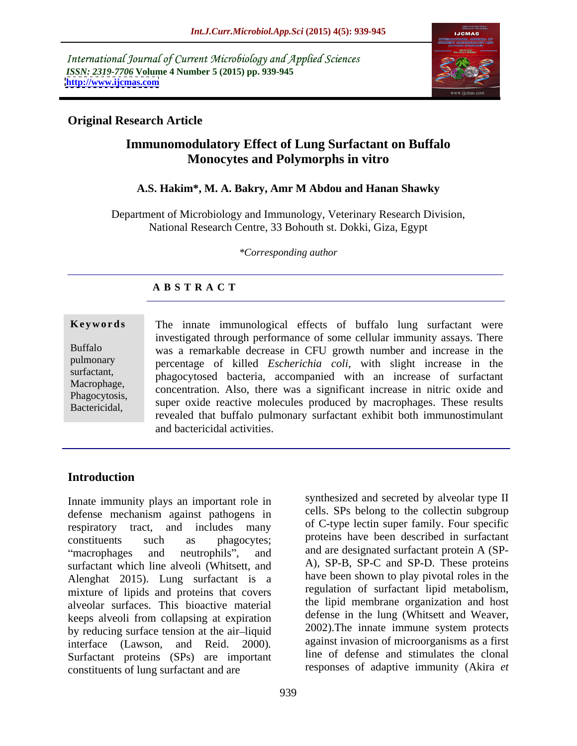International Journal of Current Microbiology and Applied Sciences
*ISSN: 2319-7706* **Volume 4 Number 5 (2015) pp. 939-945**
**http://www.ijcmas.com**

**Original Research Article**

# Immunomodulatory Effect of Lung Surfactant on Buffalo Monocytes and Polymorphs in vitro

**A.S. Hakim\*, M. A. Bakry, Amr M Abdou and Hanan Shawky**

Department of Microbiology and Immunology, Veterinary Research Division, National Research Centre, 33 Bohouth st. Dokki, Giza, Egypt

*\*Corresponding author*

## A B S T R A C T

**Keywords**

Buffalo pulmonary surfactant, Macrophage, Phagocytosis, Bactericidal,

The innate immunological effects of buffalo lung surfactant were investigated through performance of some cellular immunity assays. There was a remarkable decrease in CFU growth number and increase in the percentage of killed *Escherichia coli*, with slight increase in the phagocytosed bacteria, accompanied with an increase of surfactant concentration. Also, there was a significant increase in nitric oxide and super oxide reactive molecules produced by macrophages. These results revealed that buffalo pulmonary surfactant exhibit both immunostimulant and bactericidal activities.

## Introduction

Innate immunity plays an important role in defense mechanism against pathogens in respiratory tract, and includes many constituents such as phagocytes; "macrophages and neutrophils", and surfactant which line alveoli (Whitsett, and Alenghat 2015). Lung surfactant is a mixture of lipids and proteins that covers alveolar surfaces. This bioactive material keeps alveoli from collapsing at expiration by reducing surface tension at the air–liquid interface (Lawson, and Reid. 2000). Surfactant proteins (SPs) are important constituents of lung surfactant and are synthesized and secreted by alveolar type II cells. SPs belong to the collectin subgroup of C-type lectin super family. Four specific proteins have been described in surfactant and are designated surfactant protein A (SP-A), SP-B, SP-C and SP-D. These proteins have been shown to play pivotal roles in the regulation of surfactant lipid metabolism, the lipid membrane organization and host defense in the lung (Whitsett and Weaver, 2002).The innate immune system protects against invasion of microorganisms as a first line of defense and stimulates the clonal responses of adaptive immunity (Akira *et*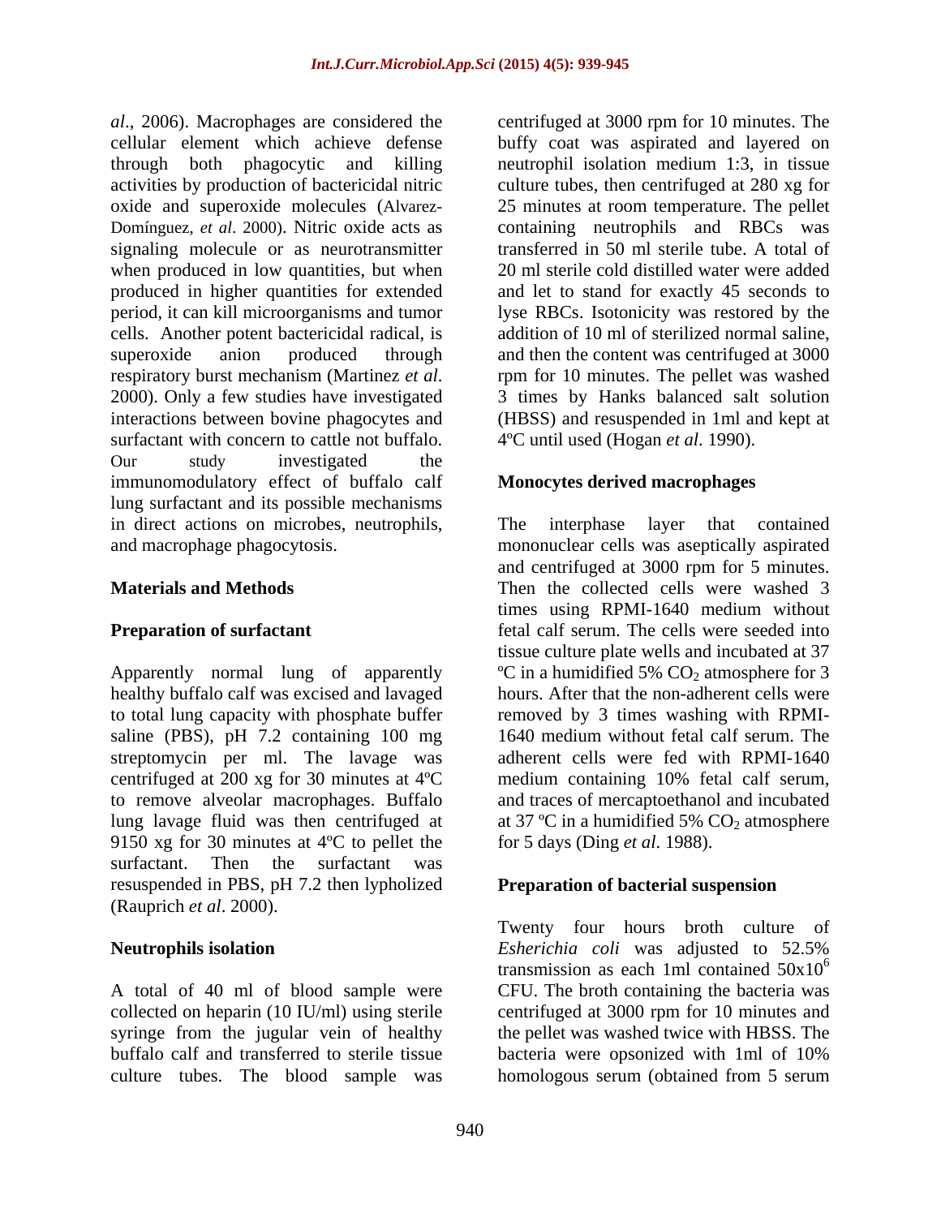*al*., 2006). Macrophages are considered the cellular element which achieve defense through both phagocytic and killing activities by production of bactericidal nitric oxide and superoxide molecules (Alvarez-Domínguez, *et al*. 2000). Nitric oxide acts as signaling molecule or as neurotransmitter when produced in low quantities, but when produced in higher quantities for extended period, it can kill microorganisms and tumor cells. Another potent bactericidal radical, is superoxide anion produced through respiratory burst mechanism (Martinez *et al*. 2000). Only a few studies have investigated interactions between bovine phagocytes and surfactant with concern to cattle not buffalo. Our study investigated the immunomodulatory effect of buffalo calf lung surfactant and its possible mechanisms in direct actions on microbes, neutrophils, and macrophage phagocytosis.

## Materials and Methods

### Preparation of surfactant

Apparently normal lung of apparently healthy buffalo calf was excised and lavaged to total lung capacity with phosphate buffer saline (PBS), pH 7.2 containing 100 mg streptomycin per ml. The lavage was centrifuged at 200 xg for 30 minutes at 4ºC to remove alveolar macrophages. Buffalo lung lavage fluid was then centrifuged at 9150 xg for 30 minutes at 4ºC to pellet the surfactant. Then the surfactant was resuspended in PBS, pH 7.2 then lypholized (Rauprich *et al*. 2000).

### Neutrophils isolation

A total of 40 ml of blood sample were collected on heparin (10 IU/ml) using sterile syringe from the jugular vein of healthy buffalo calf and transferred to sterile tissue culture tubes. The blood sample was centrifuged at 3000 rpm for 10 minutes. The buffy coat was aspirated and layered on neutrophil isolation medium 1:3, in tissue culture tubes, then centrifuged at 280 xg for 25 minutes at room temperature. The pellet containing neutrophils and RBCs was transferred in 50 ml sterile tube. A total of 20 ml sterile cold distilled water were added and let to stand for exactly 45 seconds to lyse RBCs. Isotonicity was restored by the addition of 10 ml of sterilized normal saline, and then the content was centrifuged at 3000 rpm for 10 minutes. The pellet was washed 3 times by Hanks balanced salt solution (HBSS) and resuspended in 1ml and kept at 4ºC until used (Hogan *et al*. 1990).

### Monocytes derived macrophages

The interphase layer that contained mononuclear cells was aseptically aspirated and centrifuged at 3000 rpm for 5 minutes. Then the collected cells were washed 3 times using RPMI-1640 medium without fetal calf serum. The cells were seeded into tissue culture plate wells and incubated at 37 ºC in a humidified 5% $CO_2$ atmosphere for 3 hours. After that the non-adherent cells were removed by 3 times washing with RPMI-1640 medium without fetal calf serum. The adherent cells were fed with RPMI-1640 medium containing 10% fetal calf serum, and traces of mercaptoethanol and incubated at 37 ºC in a humidified 5% $CO_2$ atmosphere for 5 days (Ding *et al*. 1988).

### Preparation of bacterial suspension

Twenty four hours broth culture of *Esherichia coli* was adjusted to 52.5% transmission as each 1ml contained $50x10^6$ CFU. The broth containing the bacteria was centrifuged at 3000 rpm for 10 minutes and the pellet was washed twice with HBSS. The bacteria were opsonized with 1ml of 10% homologous serum (obtained from 5 serum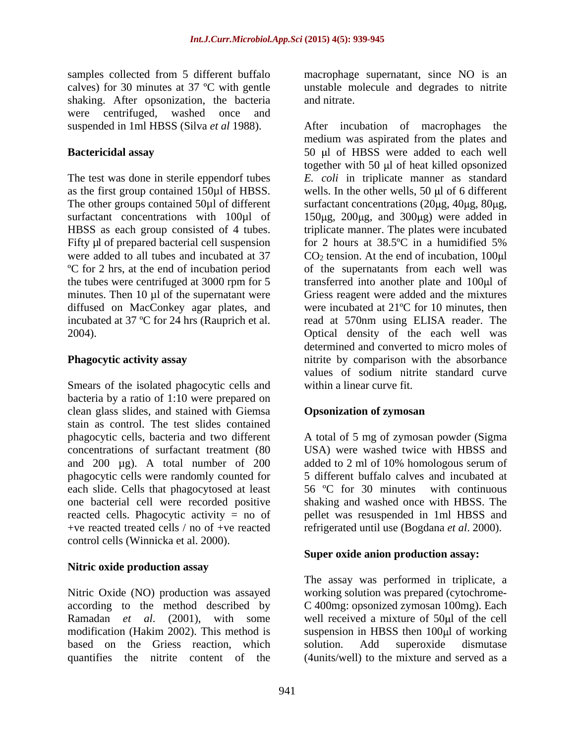samples collected from 5 different buffalo calves) for 30 minutes at 37 ºC with gentle shaking. After opsonization, the bacteria were centrifuged, washed once and suspended in 1ml HBSS (Silva *et al* 1988).

**Bactericidal assay**

The test was done in sterile eppendorf tubes as the first group contained 150µl of HBSS. The other groups contained 50µl of different surfactant concentrations with 100µl of HBSS as each group consisted of 4 tubes. Fifty µl of prepared bacterial cell suspension were added to all tubes and incubated at 37 ºC for 2 hrs, at the end of incubation period the tubes were centrifuged at 3000 rpm for 5 minutes. Then 10 µl of the supernatant were diffused on MacConkey agar plates, and incubated at 37 ºC for 24 hrs (Rauprich et al. 2004).

**Phagocytic activity assay**

Smears of the isolated phagocytic cells and bacteria by a ratio of 1:10 were prepared on clean glass slides, and stained with Giemsa stain as control. The test slides contained phagocytic cells, bacteria and two different concentrations of surfactant treatment (80 and 200 µg). A total number of 200 phagocytic cells were randomly counted for each slide. Cells that phagocytosed at least one bacterial cell were recorded positive reacted cells. Phagocytic activity = no of +ve reacted treated cells / no of +ve reacted control cells (Winnicka et al. 2000).

**Nitric oxide production assay**

Nitric Oxide (NO) production was assayed according to the method described by Ramadan *et al*. (2001), with some modification (Hakim 2002). This method is based on the Griess reaction, which quantifies the nitrite content of the macrophage supernatant, since NO is an unstable molecule and degrades to nitrite and nitrate.

After incubation of macrophages the medium was aspirated from the plates and 50 µl of HBSS were added to each well together with 50 µl of heat killed opsonized *E. coli* in triplicate manner as standard wells. In the other wells, 50 µl of 6 different surfactant concentrations (20µg, 40µg, 80µg, 150µg, 200µg, and 300µg) were added in triplicate manner. The plates were incubated for 2 hours at 38.5ºC in a humidified 5% $CO_2$ tension. At the end of incubation, 100µl of the supernatants from each well was transferred into another plate and 100µl of Griess reagent were added and the mixtures were incubated at 21ºC for 10 minutes, then read at 570nm using ELISA reader. The Optical density of the each well was determined and converted to micro moles of nitrite by comparison with the absorbance values of sodium nitrite standard curve within a linear curve fit.

**Opsonization of zymosan**

A total of 5 mg of zymosan powder (Sigma USA) were washed twice with HBSS and added to 2 ml of 10% homologous serum of 5 different buffalo calves and incubated at 56 ºC for 30 minutes with continuous shaking and washed once with HBSS. The pellet was resuspended in 1ml HBSS and refrigerated until use (Bogdana *et al*. 2000).

**Super oxide anion production assay:**

The assay was performed in triplicate, a working solution was prepared (cytochrome-C 400mg: opsonized zymosan 100mg). Each well received a mixture of 50µl of the cell suspension in HBSS then 100µl of working solution. Add superoxide dismutase (4units/well) to the mixture and served as a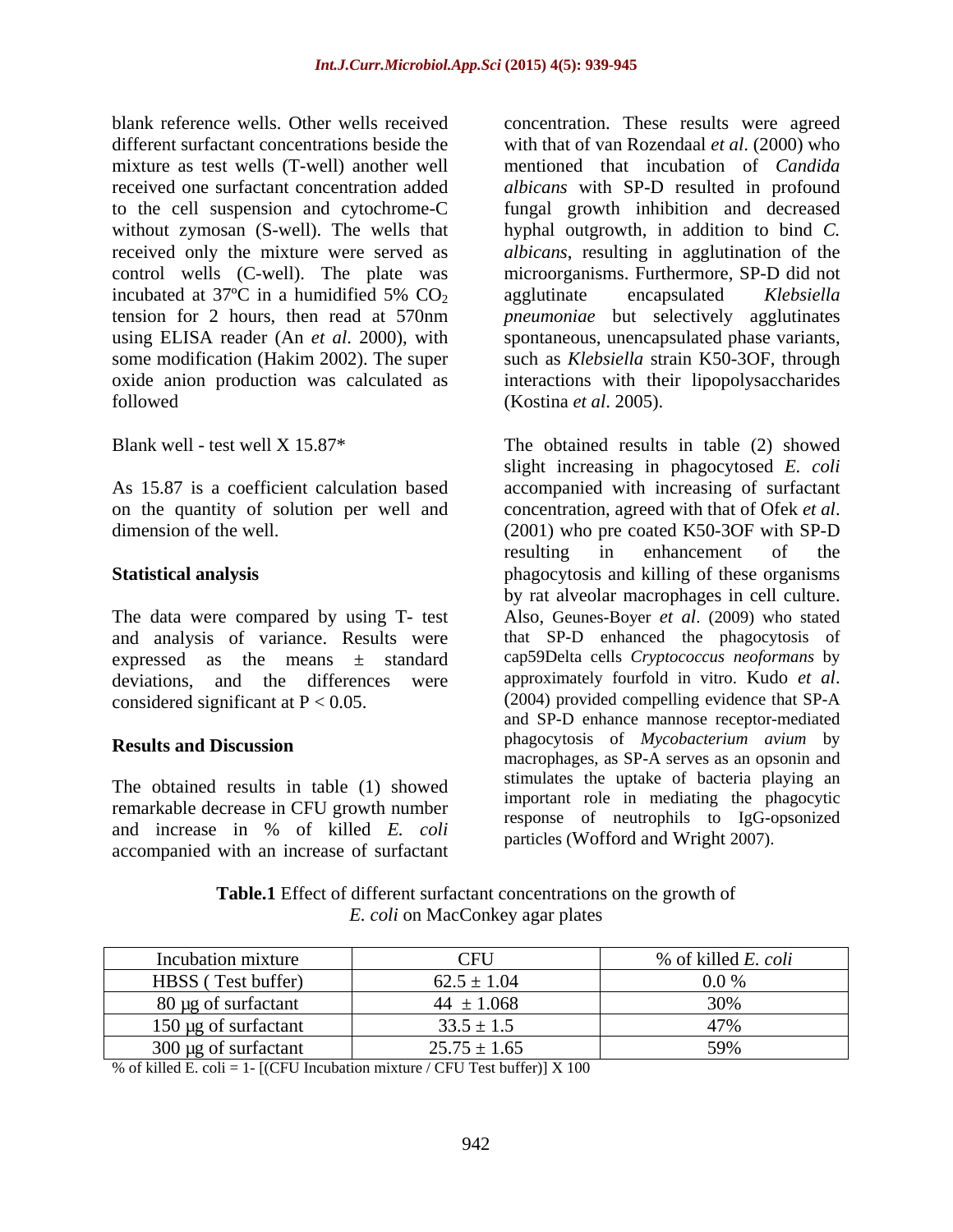blank reference wells. Other wells received different surfactant concentrations beside the mixture as test wells (T-well) another well received one surfactant concentration added to the cell suspension and cytochrome-C without zymosan (S-well). The wells that received only the mixture were served as control wells (C-well). The plate was incubated at 37ºC in a humidified 5% $CO_2$ tension for 2 hours, then read at 570nm using ELISA reader (An *et al*. 2000), with some modification (Hakim 2002). The super oxide anion production was calculated as followed

Blank well - test well X 15.87*

As 15.87 is a coefficient calculation based on the quantity of solution per well and dimension of the well.

## Statistical analysis

The data were compared by using T- test and analysis of variance. Results were expressed as the means ± standard deviations, and the differences were considered significant at $P < 0.05$.

## Results and Discussion

The obtained results in table (1) showed remarkable decrease in CFU growth number and increase in % of killed *E. coli* accompanied with an increase of surfactant concentration. These results were agreed with that of van Rozendaal *et al*. (2000) who mentioned that incubation of *Candida albicans* with SP-D resulted in profound fungal growth inhibition and decreased hyphal outgrowth, in addition to bind *C. albicans*, resulting in agglutination of the microorganisms. Furthermore, SP-D did not agglutinate encapsulated *Klebsiella pneumoniae* but selectively agglutinates spontaneous, unencapsulated phase variants, such as *Klebsiella* strain K50-3OF, through interactions with their lipopolysaccharides (Kostina *et al*. 2005).

The obtained results in table (2) showed slight increasing in phagocytosed *E. coli* accompanied with increasing of surfactant concentration, agreed with that of Ofek *et al*. (2001) who pre coated K50-3OF with SP-D resulting in enhancement of the phagocytosis and killing of these organisms by rat alveolar macrophages in cell culture. Also, Geunes-Boyer *et al*. (2009) who stated that SP-D enhanced the phagocytosis of cap59Delta cells *Cryptococcus neoformans* by approximately fourfold in vitro. Kudo *et al*. (2004) provided compelling evidence that SP-A and SP-D enhance mannose receptor-mediated phagocytosis of *Mycobacterium avium* by macrophages, as SP-A serves as an opsonin and stimulates the uptake of bacteria playing an important role in mediating the phagocytic response of neutrophils to IgG-opsonized particles (Wofford and Wright 2007).

**Table.1** Effect of different surfactant concentrations on the growth of *E. coli* on MacConkey agar plates

| Incubation mixture | CFU | % of killed *E. coli* |
|---|---|---|
| HBSS ( Test buffer) | 62.5 ± 1.04 | 0.0 % |
| 80 µg of surfactant | 44 ± 1.068 | 30% |
| 150 µg of surfactant | 33.5 ± 1.5 | 47% |
| 300 µg of surfactant | 25.75 ± 1.65 | 59% |

% of killed E. coli = 1- [(CFU Incubation mixture / CFU Test buffer)] X 100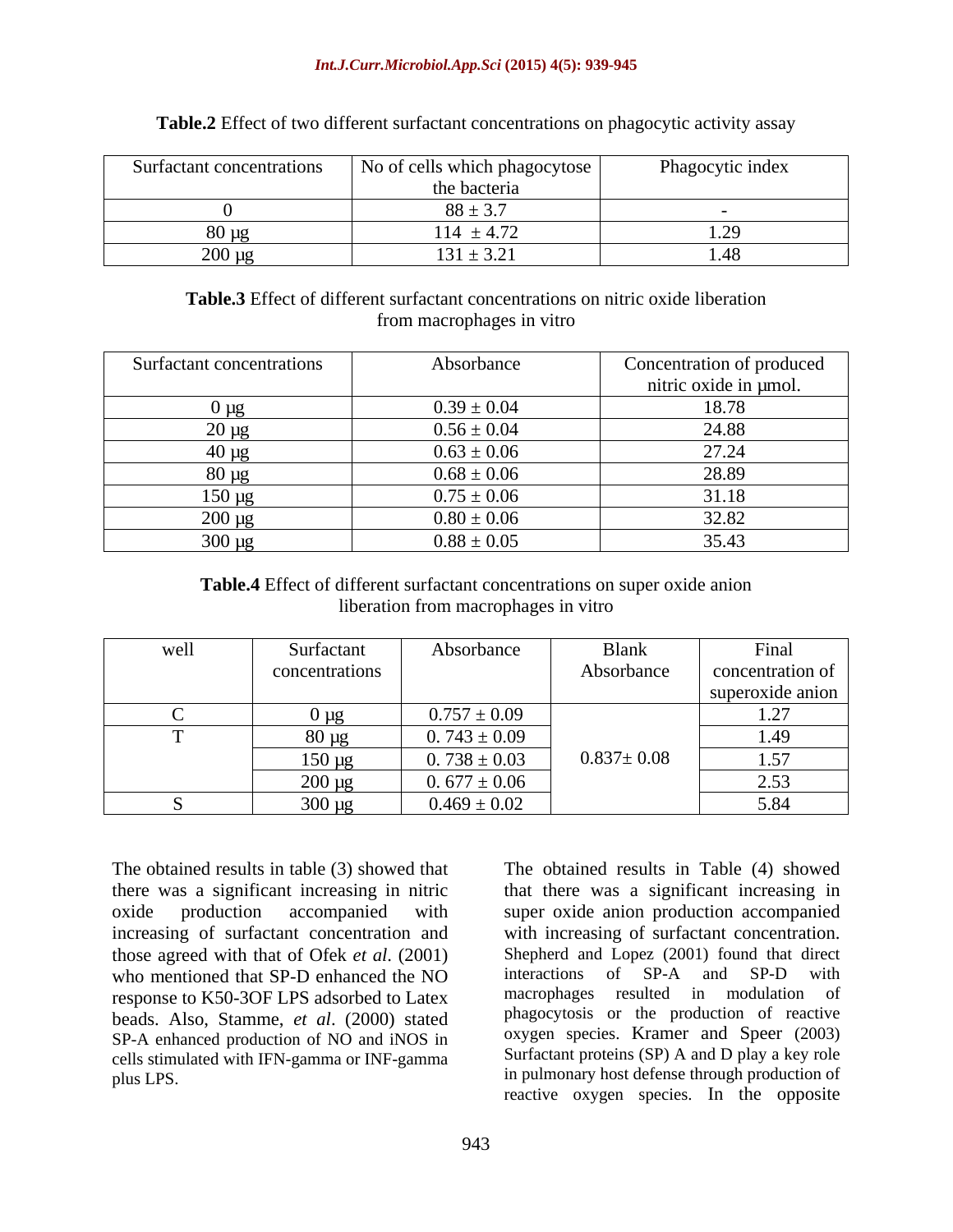**Table.2** Effect of two different surfactant concentrations on phagocytic activity assay

| Surfactant concentrations | No of cells which phagocytose the bacteria | Phagocytic index |
|---|---|---|
| 0 | 88 ± 3.7 | - |
| 80 µg | 114 ± 4.72 | 1.29 |
| 200 µg | 131 ± 3.21 | 1.48 |

**Table.3** Effect of different surfactant concentrations on nitric oxide liberation from macrophages in vitro

| Surfactant concentrations | Absorbance | Concentration of produced nitric oxide in µmol. |
|---|---|---|
| 0 µg | 0.39 ± 0.04 | 18.78 |
| 20 µg | 0.56 ± 0.04 | 24.88 |
| 40 µg | 0.63 ± 0.06 | 27.24 |
| 80 µg | 0.68 ± 0.06 | 28.89 |
| 150 µg | 0.75 ± 0.06 | 31.18 |
| 200 µg | 0.80 ± 0.06 | 32.82 |
| 300 µg | 0.88 ± 0.05 | 35.43 |

**Table.4** Effect of different surfactant concentrations on super oxide anion liberation from macrophages in vitro

| well | Surfactant concentrations | Absorbance | Blank Absorbance | Final concentration of superoxide anion |
|---|---|---|---|---|
| C | 0 µg | 0.757 ± 0.09 | 0.837± 0.08 | 1.27 |
| T | 80 µg | 0. 743 ± 0.09 | | 1.49 |
| | 150 µg | 0. 738 ± 0.03 | | 1.57 |
| | 200 µg | 0. 677 ± 0.06 | | 2.53 |
| S | 300 µg | 0.469 ± 0.02 | | 5.84 |

The obtained results in table (3) showed that there was a significant increasing in nitric oxide production accompanied with increasing of surfactant concentration and those agreed with that of Ofek *et al*. (2001) who mentioned that SP-D enhanced the NO response to K50-3OF LPS adsorbed to Latex beads. Also, Stamme, *et al*. (2000) stated SP-A enhanced production of NO and iNOS in cells stimulated with IFN-gamma or INF-gamma plus LPS.

The obtained results in Table (4) showed that there was a significant increasing in super oxide anion production accompanied with increasing of surfactant concentration. Shepherd and Lopez (2001) found that direct interactions of SP-A and SP-D with macrophages resulted in modulation of phagocytosis or the production of reactive oxygen species. Kramer and Speer (2003) Surfactant proteins (SP) A and D play a key role in pulmonary host defense through production of reactive oxygen species. In the opposite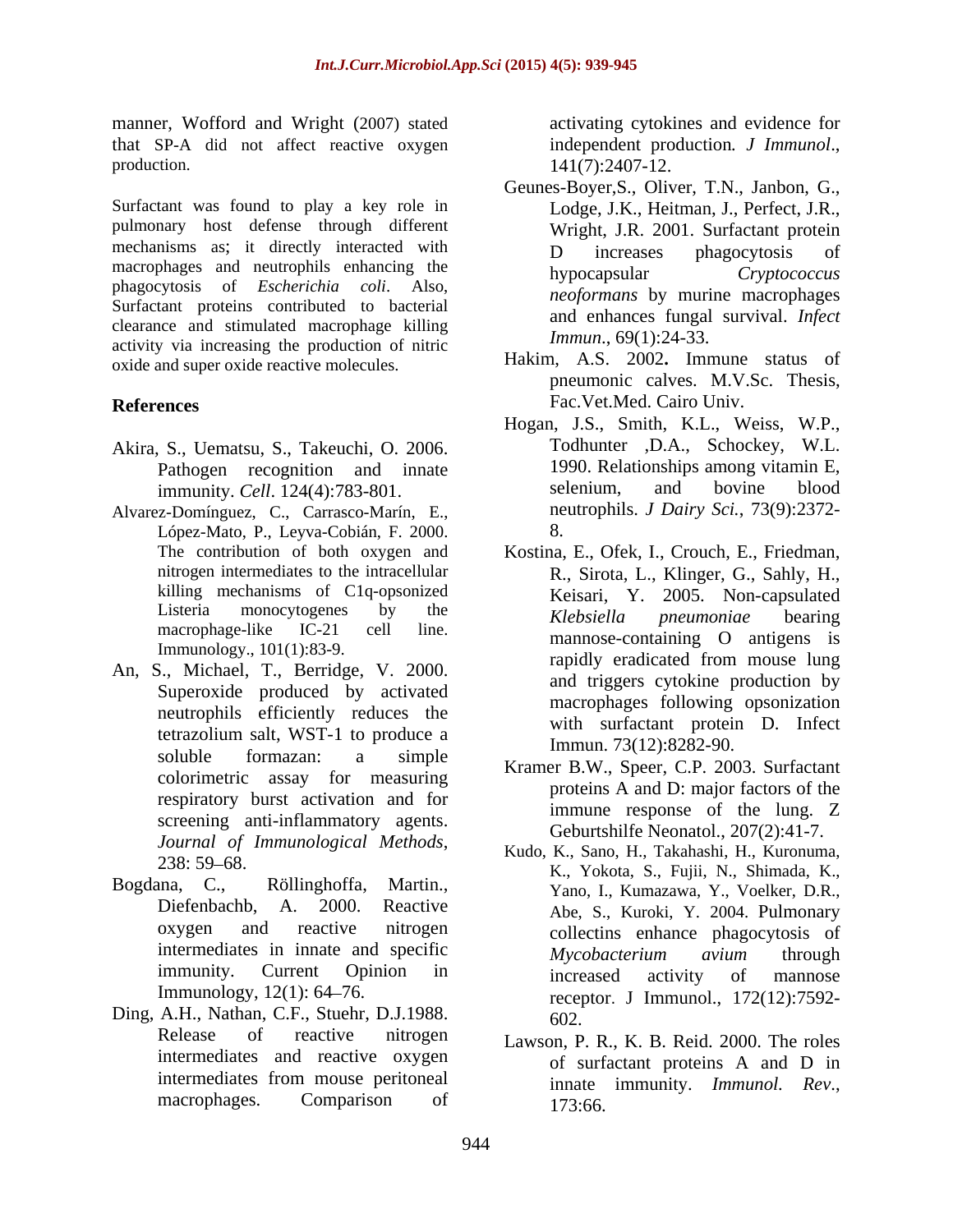manner, Wofford and Wright (2007) stated that SP-A did not affect reactive oxygen production.

Surfactant was found to play a key role in pulmonary host defense through different mechanisms as; it directly interacted with macrophages and neutrophils enhancing the phagocytosis of *Escherichia coli*. Also, Surfactant proteins contributed to bacterial clearance and stimulated macrophage killing activity via increasing the production of nitric oxide and super oxide reactive molecules.

## References

Akira, S., Uematsu, S., Takeuchi, O. 2006. Pathogen recognition and innate immunity. *Cell*. 124(4):783-801.

Alvarez-Domínguez, C., Carrasco-Marín, E., López-Mato, P., Leyva-Cobián, F. 2000. The contribution of both oxygen and nitrogen intermediates to the intracellular killing mechanisms of C1q-opsonized Listeria monocytogenes by the macrophage-like IC-21 cell line. Immunology., 101(1):83-9.

An, S., Michael, T., Berridge, V. 2000. Superoxide produced by activated neutrophils efficiently reduces the tetrazolium salt, WST-1 to produce a soluble formazan: a simple colorimetric assay for measuring respiratory burst activation and for screening anti-inflammatory agents. *Journal of Immunological Methods*, 238: 59–68.

Bogdana, C., Röllinghoffa, Martin., Diefenbachb, A. 2000. Reactive oxygen and reactive nitrogen intermediates in innate and specific immunity. Current Opinion in Immunology, 12(1): 64–76.

Ding, A.H., Nathan, C.F., Stuehr, D.J.1988. Release of reactive nitrogen intermediates and reactive oxygen intermediates from mouse peritoneal macrophages. Comparison of activating cytokines and evidence for independent production. *J Immunol*., 141(7):2407-12.

Geunes-Boyer,S., Oliver, T.N., Janbon, G., Lodge, J.K., Heitman, J., Perfect, J.R., Wright, J.R. 2001. Surfactant protein D increases phagocytosis of hypocapsular *Cryptococcus neoformans* by murine macrophages and enhances fungal survival. *Infect Immun*., 69(1):24-33.

Hakim, A.S. 2002**.** Immune status of pneumonic calves. M.V.Sc. Thesis, Fac.Vet.Med. Cairo Univ.

Hogan, J.S., Smith, K.L., Weiss, W.P., Todhunter ,D.A., Schockey, W.L. 1990. Relationships among vitamin E, selenium, and bovine blood neutrophils. *J Dairy Sci.*, 73(9):2372-8.

Kostina, E., Ofek, I., Crouch, E., Friedman, R., Sirota, L., Klinger, G., Sahly, H., Keisari, Y. 2005. Non-capsulated *Klebsiella pneumoniae* bearing mannose-containing O antigens is rapidly eradicated from mouse lung and triggers cytokine production by macrophages following opsonization with surfactant protein D. Infect Immun. 73(12):8282-90.

Kramer B.W., Speer, C.P. 2003. Surfactant proteins A and D: major factors of the immune response of the lung. Z Geburtshilfe Neonatol., 207(2):41-7.

Kudo, K., Sano, H., Takahashi, H., Kuronuma, K., Yokota, S., Fujii, N., Shimada, K., Yano, I., Kumazawa, Y., Voelker, D.R., Abe, S., Kuroki, Y. 2004. Pulmonary collectins enhance phagocytosis of *Mycobacterium avium* through increased activity of mannose receptor. J Immunol., 172(12):7592-602.

Lawson, P. R., K. B. Reid. 2000. The roles of surfactant proteins A and D in innate immunity. *Immunol. Rev*., 173:66.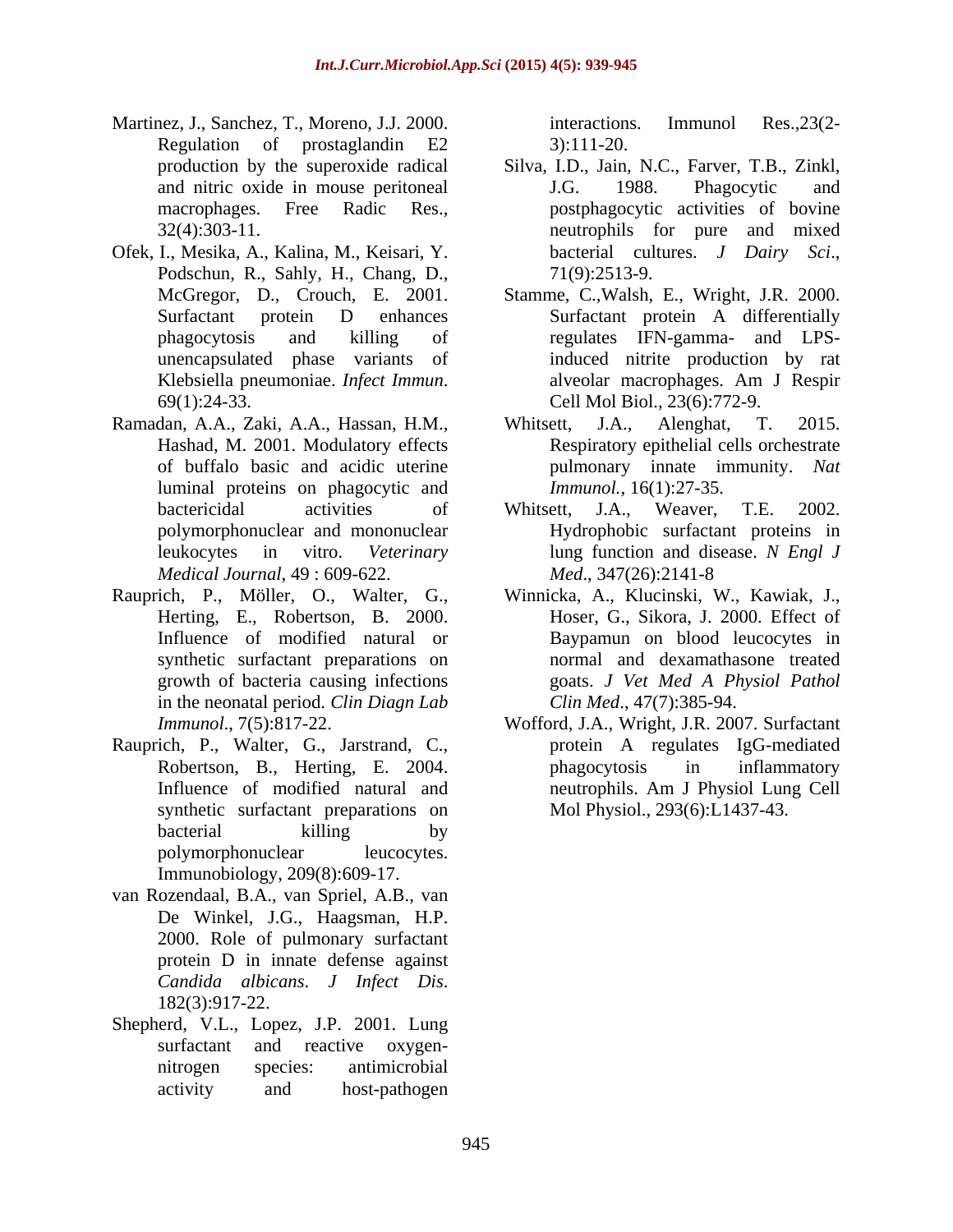Martinez, J., Sanchez, T., Moreno, J.J. 2000. Regulation of prostaglandin E2 production by the superoxide radical and nitric oxide in mouse peritoneal macrophages. Free Radic Res., 32(4):303-11.

Ofek, I., Mesika, A., Kalina, M., Keisari, Y. Podschun, R., Sahly, H., Chang, D., McGregor, D., Crouch, E. 2001. Surfactant protein D enhances phagocytosis and killing of unencapsulated phase variants of Klebsiella pneumoniae. *Infect Immun*. 69(1):24-33.

Ramadan, A.A., Zaki, A.A., Hassan, H.M., Hashad, M. 2001. Modulatory effects of buffalo basic and acidic uterine luminal proteins on phagocytic and bactericidal activities of polymorphonuclear and mononuclear leukocytes in vitro. *Veterinary Medical Journal*, 49 : 609-622.

Rauprich, P., Möller, O., Walter, G., Herting, E., Robertson, B. 2000. Influence of modified natural or synthetic surfactant preparations on growth of bacteria causing infections in the neonatal period. *Clin Diagn Lab Immunol*., 7(5):817-22.

Rauprich, P., Walter, G., Jarstrand, C., Robertson, B., Herting, E. 2004. Influence of modified natural and synthetic surfactant preparations on bacterial killing by polymorphonuclear leucocytes. Immunobiology, 209(8):609-17.

van Rozendaal, B.A., van Spriel, A.B., van De Winkel, J.G., Haagsman, H.P. 2000. Role of pulmonary surfactant protein D in innate defense against *Candida albicans*. *J Infect Dis*. 182(3):917-22.

Shepherd, V.L., Lopez, J.P. 2001. Lung surfactant and reactive oxygen-nitrogen species: antimicrobial activity and host-pathogen interactions. Immunol Res.,23(2-3):111-20.

Silva, I.D., Jain, N.C., Farver, T.B., Zinkl, J.G. 1988. Phagocytic and postphagocytic activities of bovine neutrophils for pure and mixed bacterial cultures. *J Dairy Sci*., 71(9):2513-9.

Stamme, C.,Walsh, E., Wright, J.R. 2000. Surfactant protein A differentially regulates IFN-gamma- and LPS-induced nitrite production by rat alveolar macrophages. Am J Respir Cell Mol Biol., 23(6):772-9.

Whitsett, J.A., Alenghat, T. 2015. Respiratory epithelial cells orchestrate pulmonary innate immunity. *Nat Immunol*., 16(1):27-35.

Whitsett, J.A., Weaver, T.E. 2002. Hydrophobic surfactant proteins in lung function and disease. *N Engl J Med*., 347(26):2141-8

Winnicka, A., Klucinski, W., Kawiak, J., Hoser, G., Sikora, J. 2000. Effect of Baypamun on blood leucocytes in normal and dexamathasone treated goats. *J Vet Med A Physiol Pathol Clin Med*., 47(7):385-94.

Wofford, J.A., Wright, J.R. 2007. Surfactant protein A regulates IgG-mediated phagocytosis in inflammatory neutrophils. Am J Physiol Lung Cell Mol Physiol., 293(6):L1437-43.